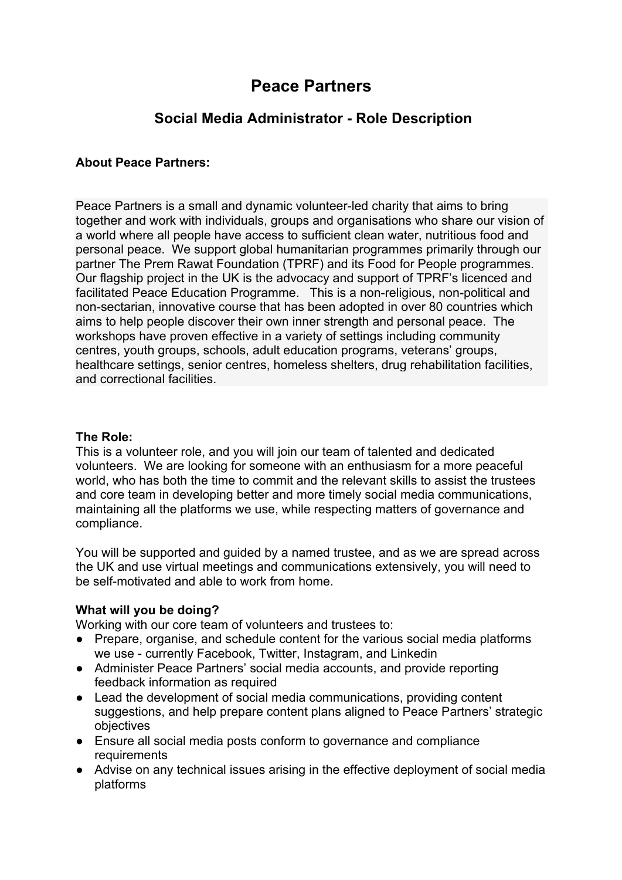# Peace Partners

## Social Media Administrator - Role Description

**About Peace Partners:**

Peace Partners is a small and dynamic volunteer-led charity that aims to bring together and work with individuals, groups and organisations who share our vision of a world where all people have access to sufficient clean water, nutritious food and personal peace. We support global humanitarian programmes primarily through our partner The Prem Rawat Foundation (TPRF) and its Food for People programmes. Our flagship project in the UK is the advocacy and support of TPRF's licenced and facilitated Peace Education Programme. This is a non-religious, non-political and non-sectarian, innovative course that has been adopted in over 80 countries which aims to help people discover their own inner strength and personal peace. The workshops have proven effective in a variety of settings including community centres, youth groups, schools, adult education programs, veterans' groups, healthcare settings, senior centres, homeless shelters, drug rehabilitation facilities, and correctional facilities.

**The Role:**

This is a volunteer role, and you will join our team of talented and dedicated volunteers. We are looking for someone with an enthusiasm for a more peaceful world, who has both the time to commit and the relevant skills to assist the trustees and core team in developing better and more timely social media communications, maintaining all the platforms we use, while respecting matters of governance and compliance.

You will be supported and guided by a named trustee, and as we are spread across the UK and use virtual meetings and communications extensively, you will need to be self-motivated and able to work from home.

**What will you be doing?**

Working with our core team of volunteers and trustees to:

- Prepare, organise, and schedule content for the various social media platforms we use - currently Facebook, Twitter, Instagram, and Linkedin
- Administer Peace Partners' social media accounts, and provide reporting feedback information as required
- Lead the development of social media communications, providing content suggestions, and help prepare content plans aligned to Peace Partners' strategic objectives
- Ensure all social media posts conform to governance and compliance requirements
- Advise on any technical issues arising in the effective deployment of social media platforms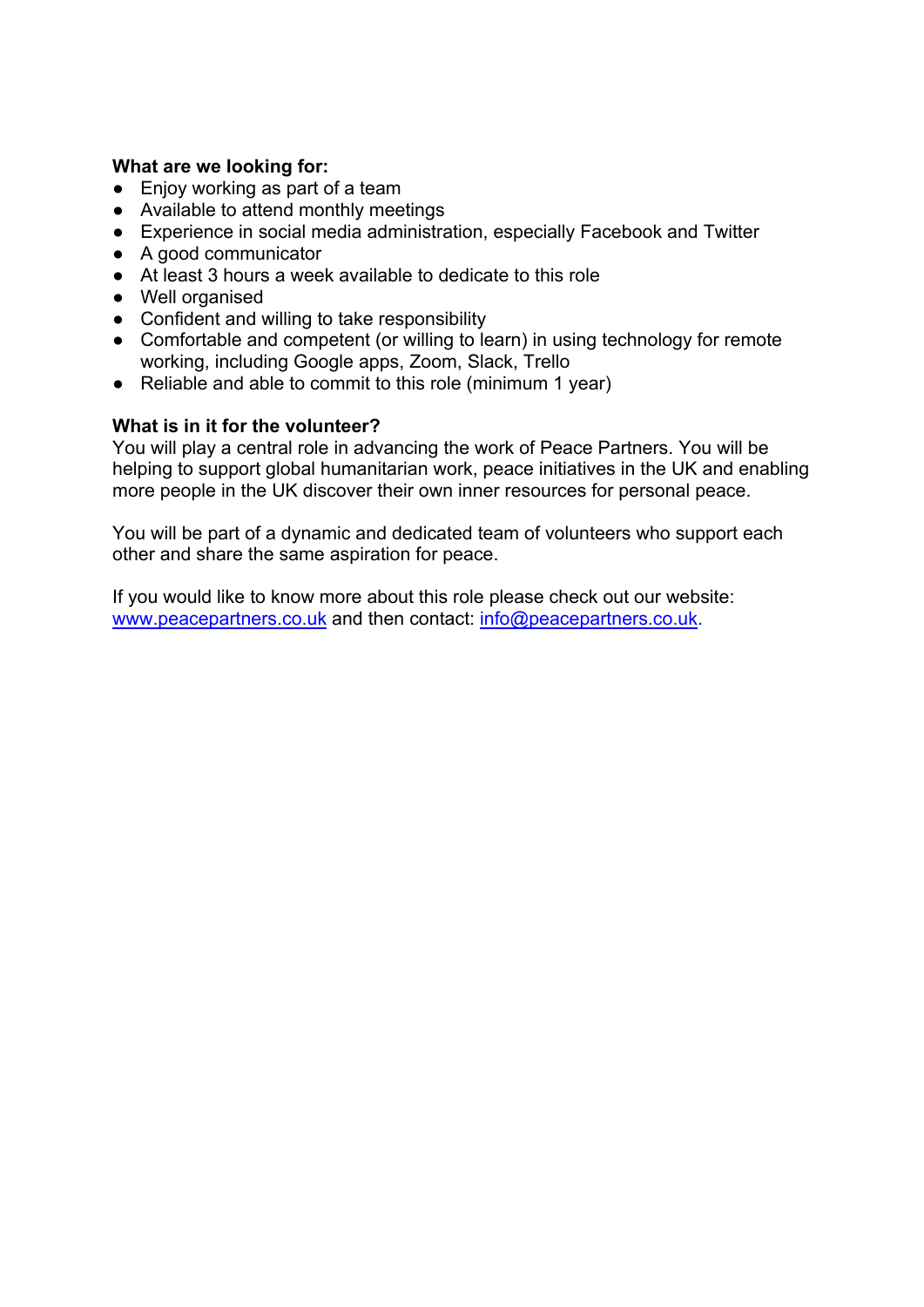**What are we looking for:**

- Enjoy working as part of a team
- Available to attend monthly meetings
- Experience in social media administration, especially Facebook and Twitter
- A good communicator
- At least 3 hours a week available to dedicate to this role
- Well organised
- Confident and willing to take responsibility
- Comfortable and competent (or willing to learn) in using technology for remote working, including Google apps, Zoom, Slack, Trello
- Reliable and able to commit to this role (minimum 1 year)

**What is in it for the volunteer?**

You will play a central role in advancing the work of Peace Partners. You will be helping to support global humanitarian work, peace initiatives in the UK and enabling more people in the UK discover their own inner resources for personal peace.

You will be part of a dynamic and dedicated team of volunteers who support each other and share the same aspiration for peace.

If you would like to know more about this role please check out our website: [www.peacepartners.co.uk](http://www.peacepartners.co.uk) and then contact: [info@peacepartners.co.uk](mailto:info@peacepartners.co.uk).